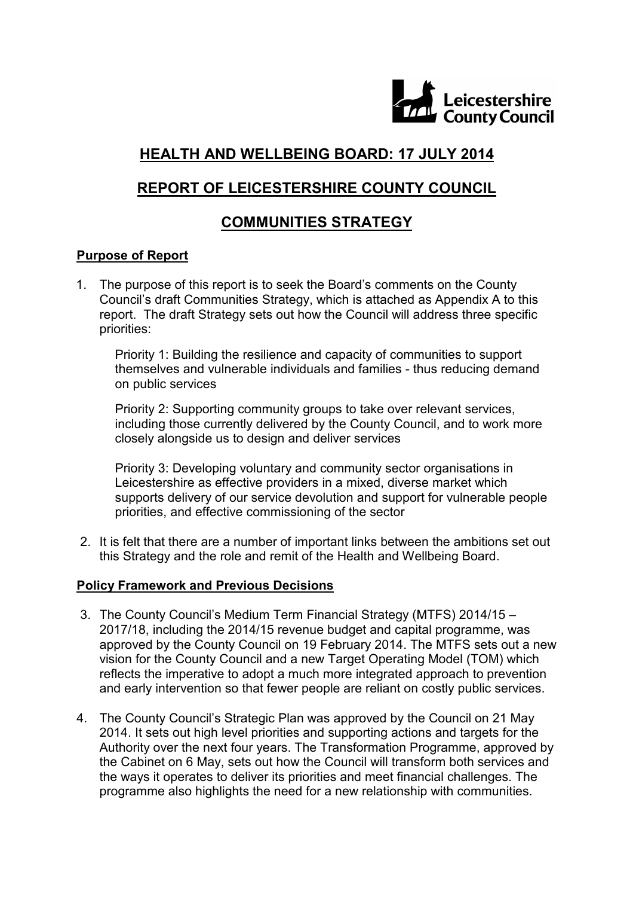# HEALTH AND WELLBEING BOARD: 17 JULY 2014

# REPORT OF LEICESTERSHIRE COUNTY COUNCIL

# COMMUNITIES STRATEGY

## Purpose of Report

1. The purpose of this report is to seek the Board's comments on the County Council's draft Communities Strategy, which is attached as Appendix A to this report. The draft Strategy sets out how the Council will address three specific priorities:

   Priority 1: Building the resilience and capacity of communities to support themselves and vulnerable individuals and families - thus reducing demand on public services

   Priority 2: Supporting community groups to take over relevant services, including those currently delivered by the County Council, and to work more closely alongside us to design and deliver services

   Priority 3: Developing voluntary and community sector organisations in Leicestershire as effective providers in a mixed, diverse market which supports delivery of our service devolution and support for vulnerable people priorities, and effective commissioning of the sector

2. It is felt that there are a number of important links between the ambitions set out this Strategy and the role and remit of the Health and Wellbeing Board.

## Policy Framework and Previous Decisions

3. The County Council's Medium Term Financial Strategy (MTFS) 2014/15 – 2017/18, including the 2014/15 revenue budget and capital programme, was approved by the County Council on 19 February 2014. The MTFS sets out a new vision for the County Council and a new Target Operating Model (TOM) which reflects the imperative to adopt a much more integrated approach to prevention and early intervention so that fewer people are reliant on costly public services.

4. The County Council's Strategic Plan was approved by the Council on 21 May 2014. It sets out high level priorities and supporting actions and targets for the Authority over the next four years. The Transformation Programme, approved by the Cabinet on 6 May, sets out how the Council will transform both services and the ways it operates to deliver its priorities and meet financial challenges. The programme also highlights the need for a new relationship with communities.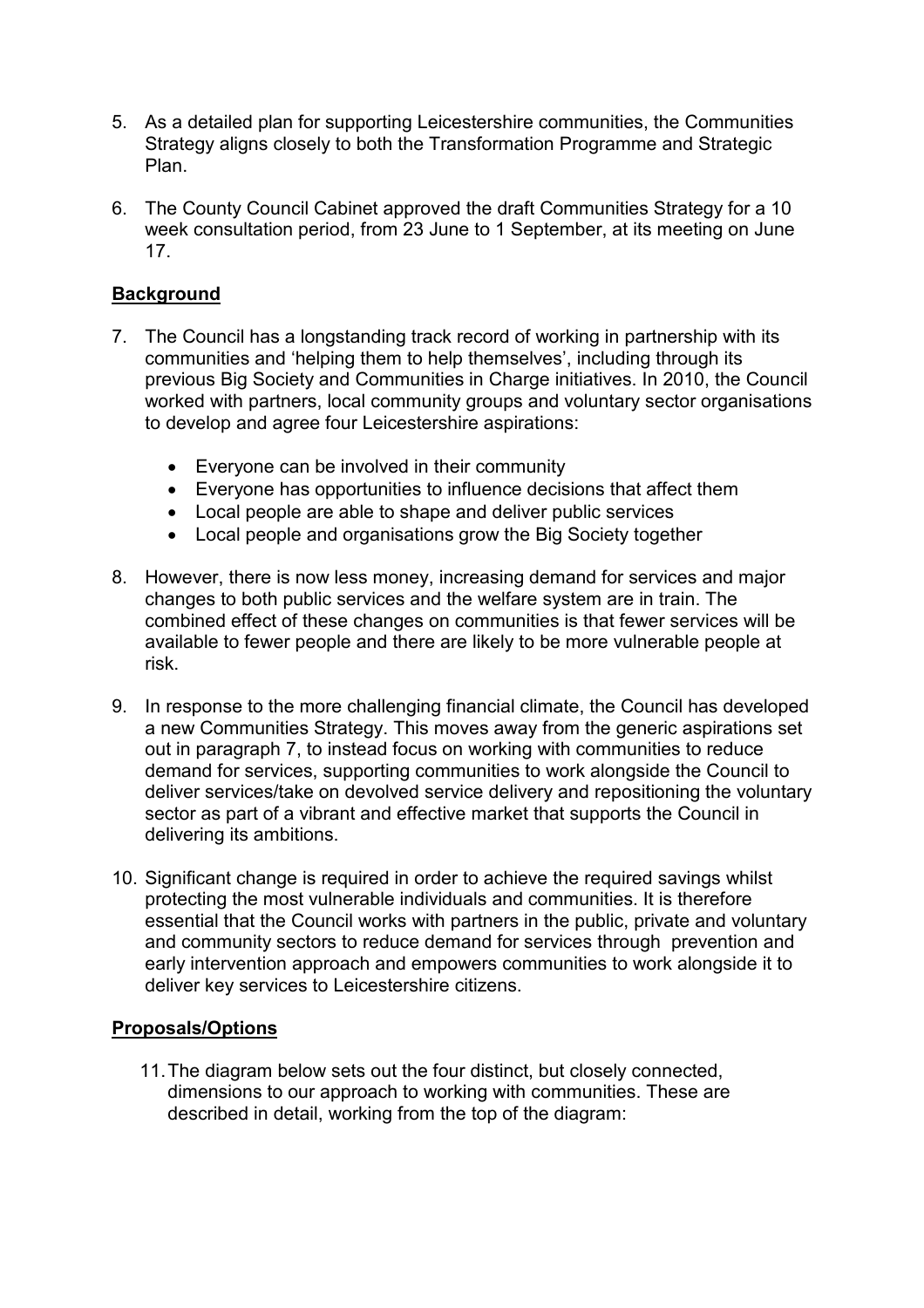5. As a detailed plan for supporting Leicestershire communities, the Communities Strategy aligns closely to both the Transformation Programme and Strategic Plan.

6. The County Council Cabinet approved the draft Communities Strategy for a 10 week consultation period, from 23 June to 1 September, at its meeting on June 17.

**Background**

7. The Council has a longstanding track record of working in partnership with its communities and 'helping them to help themselves', including through its previous Big Society and Communities in Charge initiatives. In 2010, the Council worked with partners, local community groups and voluntary sector organisations to develop and agree four Leicestershire aspirations:

   - Everyone can be involved in their community
   - Everyone has opportunities to influence decisions that affect them
   - Local people are able to shape and deliver public services
   - Local people and organisations grow the Big Society together

8. However, there is now less money, increasing demand for services and major changes to both public services and the welfare system are in train. The combined effect of these changes on communities is that fewer services will be available to fewer people and there are likely to be more vulnerable people at risk.

9. In response to the more challenging financial climate, the Council has developed a new Communities Strategy. This moves away from the generic aspirations set out in paragraph 7, to instead focus on working with communities to reduce demand for services, supporting communities to work alongside the Council to deliver services/take on devolved service delivery and repositioning the voluntary sector as part of a vibrant and effective market that supports the Council in delivering its ambitions.

10. Significant change is required in order to achieve the required savings whilst protecting the most vulnerable individuals and communities. It is therefore essential that the Council works with partners in the public, private and voluntary and community sectors to reduce demand for services through prevention and early intervention approach and empowers communities to work alongside it to deliver key services to Leicestershire citizens.

**Proposals/Options**

11. The diagram below sets out the four distinct, but closely connected, dimensions to our approach to working with communities. These are described in detail, working from the top of the diagram: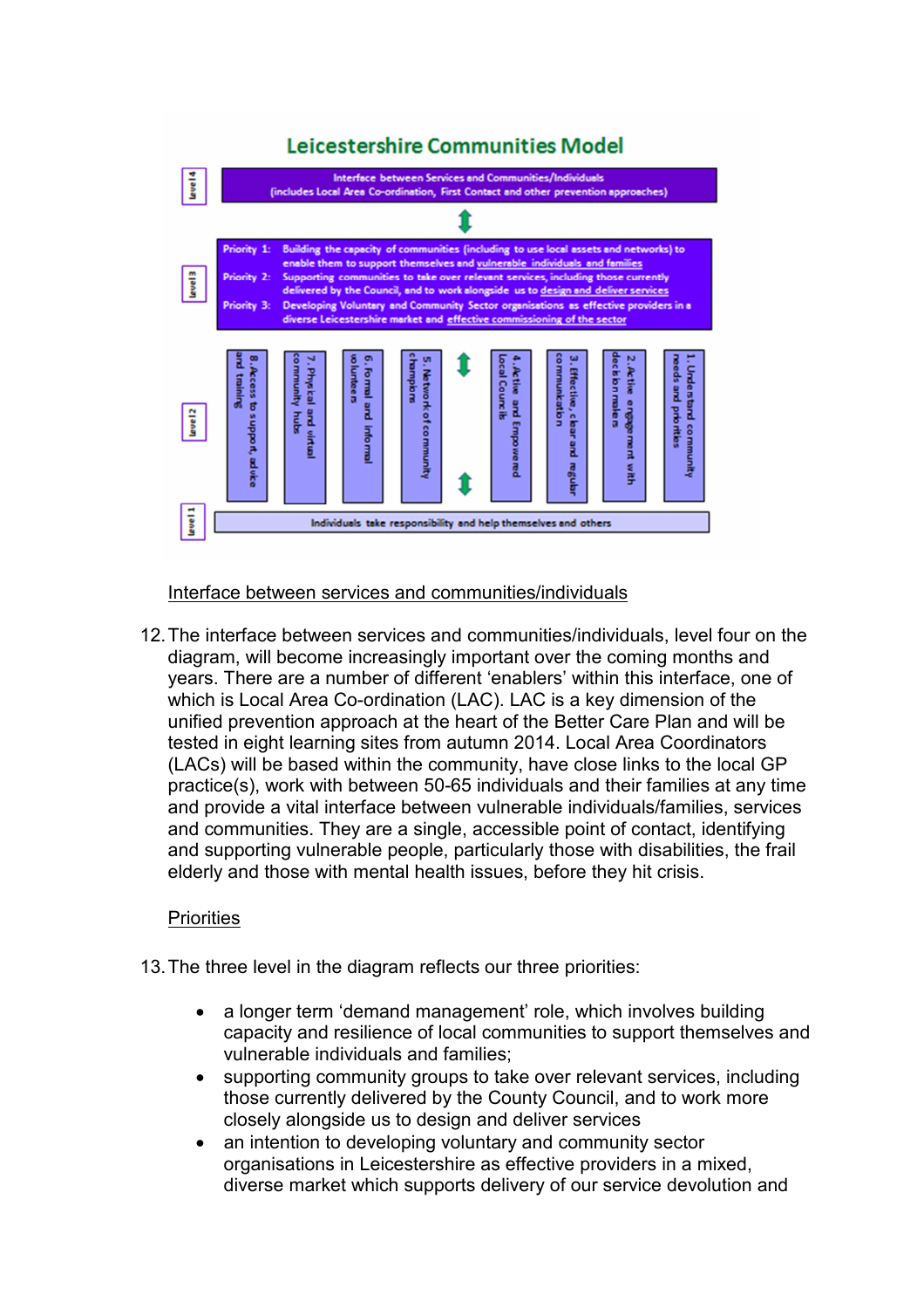## Leicestershire Communities Model

**Level 4**

Interface between Services and Communities/Individuals
(includes Local Area Co-ordination, First Contact and other prevention approaches)

**Level 3**

Priority 1: Building the capacity of communities (including to use local assets and networks) to enable them to support themselves and vulnerable individuals and families

Priority 2: Supporting communities to take over relevant services, including those currently delivered by the Council, and to work alongside us to design and deliver services

Priority 3: Developing Voluntary and Community Sector organisations as effective providers in a diverse Leicestershire market and effective commissioning of the sector

**Level 2**

1. Understand community needs and priorities
2. Active engagement with decision makers
3. Effective, clear and regular communication
4. Active and Empowered Local Councils
5. Network of community champions
6. Formal and informal volunteers
7. Physical and virtual community hubs
8. Access to support, advice and training

**Level 1**

Individuals take responsibility and help themselves and others

Interface between services and communities/individuals

12. The interface between services and communities/individuals, level four on the diagram, will become increasingly important over the coming months and years. There are a number of different 'enablers' within this interface, one of which is Local Area Co-ordination (LAC). LAC is a key dimension of the unified prevention approach at the heart of the Better Care Plan and will be tested in eight learning sites from autumn 2014. Local Area Coordinators (LACs) will be based within the community, have close links to the local GP practice(s), work with between 50-65 individuals and their families at any time and provide a vital interface between vulnerable individuals/families, services and communities. They are a single, accessible point of contact, identifying and supporting vulnerable people, particularly those with disabilities, the frail elderly and those with mental health issues, before they hit crisis.

Priorities

13. The three level in the diagram reflects our three priorities:

- a longer term 'demand management' role, which involves building capacity and resilience of local communities to support themselves and vulnerable individuals and families;
- supporting community groups to take over relevant services, including those currently delivered by the County Council, and to work more closely alongside us to design and deliver services
- an intention to developing voluntary and community sector organisations in Leicestershire as effective providers in a mixed, diverse market which supports delivery of our service devolution and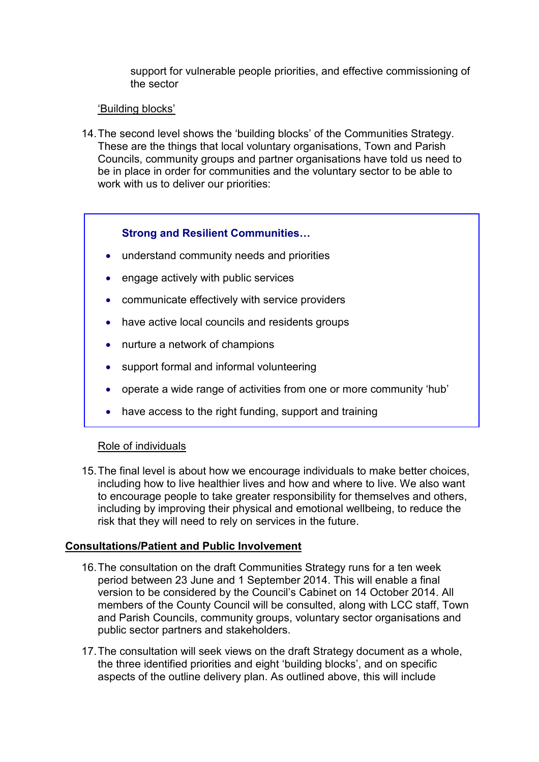support for vulnerable people priorities, and effective commissioning of the sector

'Building blocks'

14. The second level shows the 'building blocks' of the Communities Strategy. These are the things that local voluntary organisations, Town and Parish Councils, community groups and partner organisations have told us need to be in place in order for communities and the voluntary sector to be able to work with us to deliver our priorities:

**Strong and Resilient Communities…**

- understand community needs and priorities
- engage actively with public services
- communicate effectively with service providers
- have active local councils and residents groups
- nurture a network of champions
- support formal and informal volunteering
- operate a wide range of activities from one or more community 'hub'
- have access to the right funding, support and training

Role of individuals

15. The final level is about how we encourage individuals to make better choices, including how to live healthier lives and how and where to live. We also want to encourage people to take greater responsibility for themselves and others, including by improving their physical and emotional wellbeing, to reduce the risk that they will need to rely on services in the future.

## Consultations/Patient and Public Involvement

16. The consultation on the draft Communities Strategy runs for a ten week period between 23 June and 1 September 2014. This will enable a final version to be considered by the Council's Cabinet on 14 October 2014. All members of the County Council will be consulted, along with LCC staff, Town and Parish Councils, community groups, voluntary sector organisations and public sector partners and stakeholders.

17. The consultation will seek views on the draft Strategy document as a whole, the three identified priorities and eight 'building blocks', and on specific aspects of the outline delivery plan. As outlined above, this will include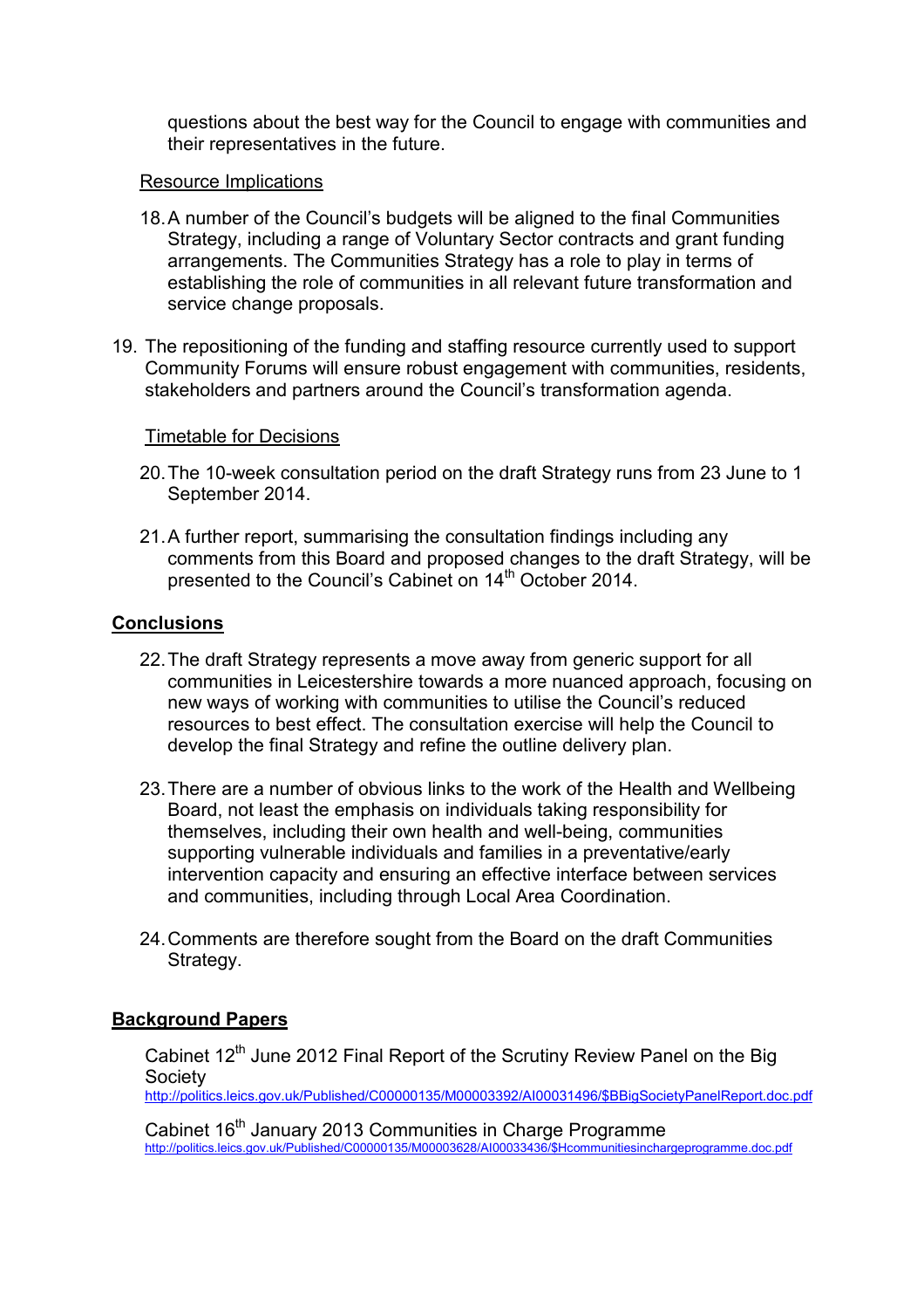questions about the best way for the Council to engage with communities and their representatives in the future.

Resource Implications

18. A number of the Council's budgets will be aligned to the final Communities Strategy, including a range of Voluntary Sector contracts and grant funding arrangements. The Communities Strategy has a role to play in terms of establishing the role of communities in all relevant future transformation and service change proposals.

19. The repositioning of the funding and staffing resource currently used to support Community Forums will ensure robust engagement with communities, residents, stakeholders and partners around the Council's transformation agenda.

Timetable for Decisions

20. The 10-week consultation period on the draft Strategy runs from 23 June to 1 September 2014.

21. A further report, summarising the consultation findings including any comments from this Board and proposed changes to the draft Strategy, will be presented to the Council's Cabinet on 14th October 2014.

## Conclusions

22. The draft Strategy represents a move away from generic support for all communities in Leicestershire towards a more nuanced approach, focusing on new ways of working with communities to utilise the Council's reduced resources to best effect. The consultation exercise will help the Council to develop the final Strategy and refine the outline delivery plan.

23. There are a number of obvious links to the work of the Health and Wellbeing Board, not least the emphasis on individuals taking responsibility for themselves, including their own health and well-being, communities supporting vulnerable individuals and families in a preventative/early intervention capacity and ensuring an effective interface between services and communities, including through Local Area Coordination.

24. Comments are therefore sought from the Board on the draft Communities Strategy.

## Background Papers

Cabinet 12th June 2012 Final Report of the Scrutiny Review Panel on the Big Society
http://politics.leics.gov.uk/Published/C00000135/M00003392/AI00031496/$BBigSocietyPanelReport.doc.pdf

Cabinet 16th January 2013 Communities in Charge Programme
http://politics.leics.gov.uk/Published/C00000135/M00003628/AI00033436/$Hcommunitiesinchargeprogramme.doc.pdf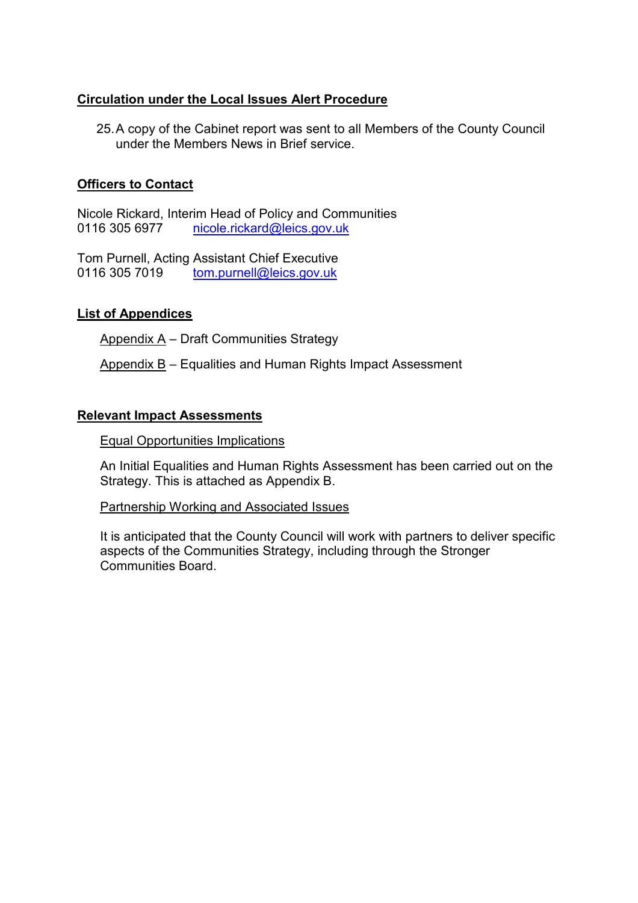**Circulation under the Local Issues Alert Procedure**

25. A copy of the Cabinet report was sent to all Members of the County Council under the Members News in Brief service.

**Officers to Contact**

Nicole Rickard, Interim Head of Policy and Communities
0116 305 6977  nicole.rickard@leics.gov.uk

Tom Purnell, Acting Assistant Chief Executive
0116 305 7019  tom.purnell@leics.gov.uk

**List of Appendices**

Appendix A – Draft Communities Strategy

Appendix B – Equalities and Human Rights Impact Assessment

**Relevant Impact Assessments**

Equal Opportunities Implications

An Initial Equalities and Human Rights Assessment has been carried out on the Strategy. This is attached as Appendix B.

Partnership Working and Associated Issues

It is anticipated that the County Council will work with partners to deliver specific aspects of the Communities Strategy, including through the Stronger Communities Board.